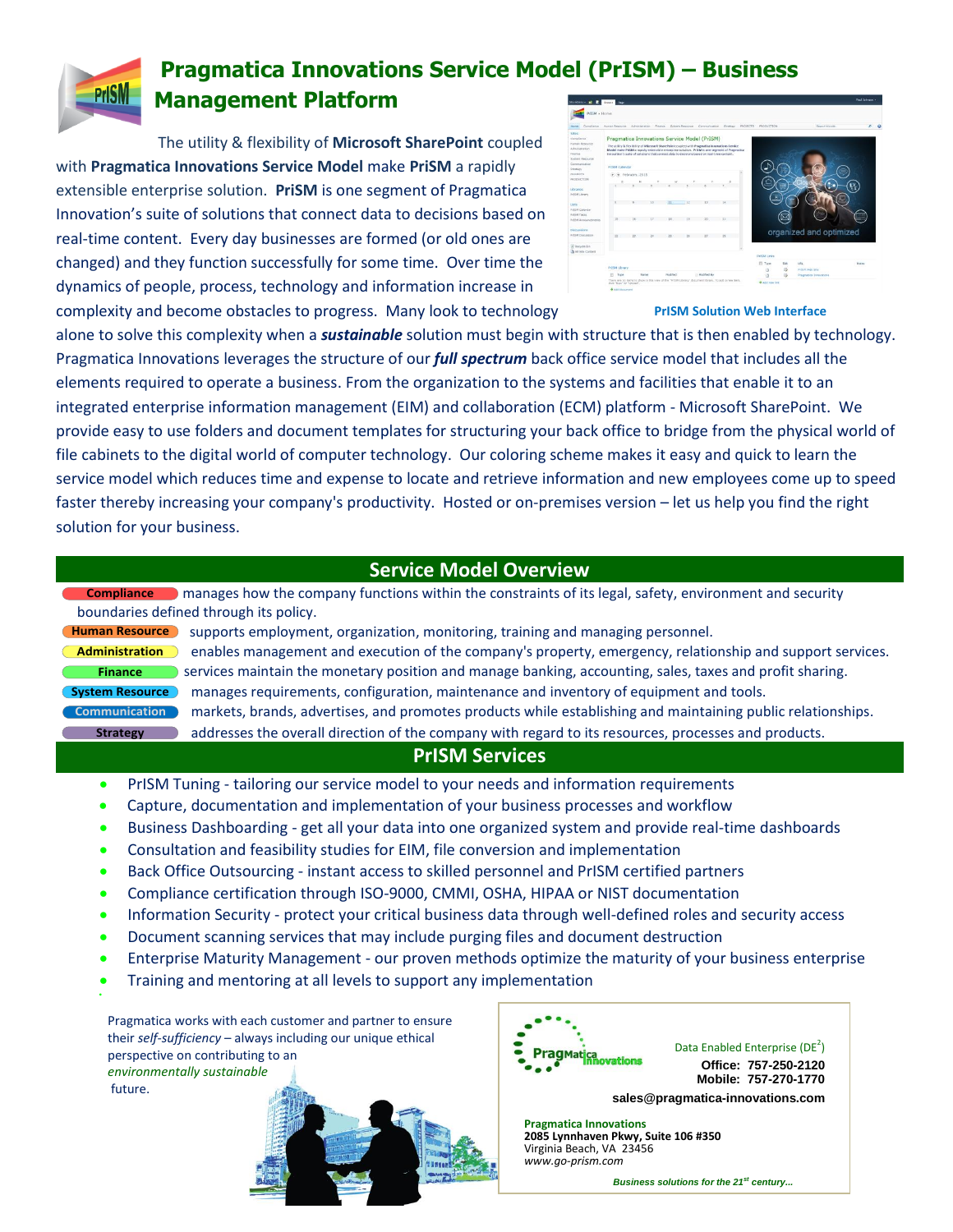# Pragmatica Innovations Service Model (PrISM) – Business Management Platform

The utility & flexibility of **Microsoft SharePoint** coupled with **Pragmatica Innovations Service Model** make **PriSM** a rapidly extensible enterprise solution. **PriSM** is one segment of Pragmatica Innovation's suite of solutions that connect data to decisions based on real-time content. Every day businesses are formed (or old ones are changed) and they function successfully for some time. Over time the dynamics of people, process, technology and information increase in complexity and become obstacles to progress. Many look to technology alone to solve this complexity when a ***sustainable*** solution must begin with structure that is then enabled by technology. Pragmatica Innovations leverages the structure of our ***full spectrum*** back office service model that includes all the elements required to operate a business. From the organization to the systems and facilities that enable it to an integrated enterprise information management (EIM) and collaboration (ECM) platform - Microsoft SharePoint. We provide easy to use folders and document templates for structuring your back office to bridge from the physical world of file cabinets to the digital world of computer technology. Our coloring scheme makes it easy and quick to learn the service model which reduces time and expense to locate and retrieve information and new employees come up to speed faster thereby increasing your company's productivity. Hosted or on-premises version – let us help you find the right solution for your business.

PrISM Solution Web Interface

## Service Model Overview

**Compliance** manages how the company functions within the constraints of its legal, safety, environment and security boundaries defined through its policy.

**Human Resource** supports employment, organization, monitoring, training and managing personnel.

**Administration** enables management and execution of the company's property, emergency, relationship and support services.

**Finance** services maintain the monetary position and manage banking, accounting, sales, taxes and profit sharing.

**System Resource** manages requirements, configuration, maintenance and inventory of equipment and tools.

**Communication** markets, brands, advertises, and promotes products while establishing and maintaining public relationships.

**Strategy** addresses the overall direction of the company with regard to its resources, processes and products.

## PrISM Services

- PrISM Tuning - tailoring our service model to your needs and information requirements
- Capture, documentation and implementation of your business processes and workflow
- Business Dashboarding - get all your data into one organized system and provide real-time dashboards
- Consultation and feasibility studies for EIM, file conversion and implementation
- Back Office Outsourcing - instant access to skilled personnel and PrISM certified partners
- Compliance certification through ISO-9000, CMMI, OSHA, HIPAA or NIST documentation
- Information Security - protect your critical business data through well-defined roles and security access
- Document scanning services that may include purging files and document destruction
- Enterprise Maturity Management - our proven methods optimize the maturity of your business enterprise
- Training and mentoring at all levels to support any implementation

Pragmatica works with each customer and partner to ensure their *self-sufficiency* – always including our unique ethical perspective on contributing to an *environmentally sustainable* future.

PragMatica Innovations

Data Enabled Enterprise (DE$^2$)
**Office: 757-250-2120**
**Mobile: 757-270-1770**

**sales@pragmatica-innovations.com**

**Pragmatica Innovations**
**2085 Lynnhaven Pkwy, Suite 106 #350**
Virginia Beach, VA 23456
*www.go-prism.com*

***Business solutions for the 21st century...***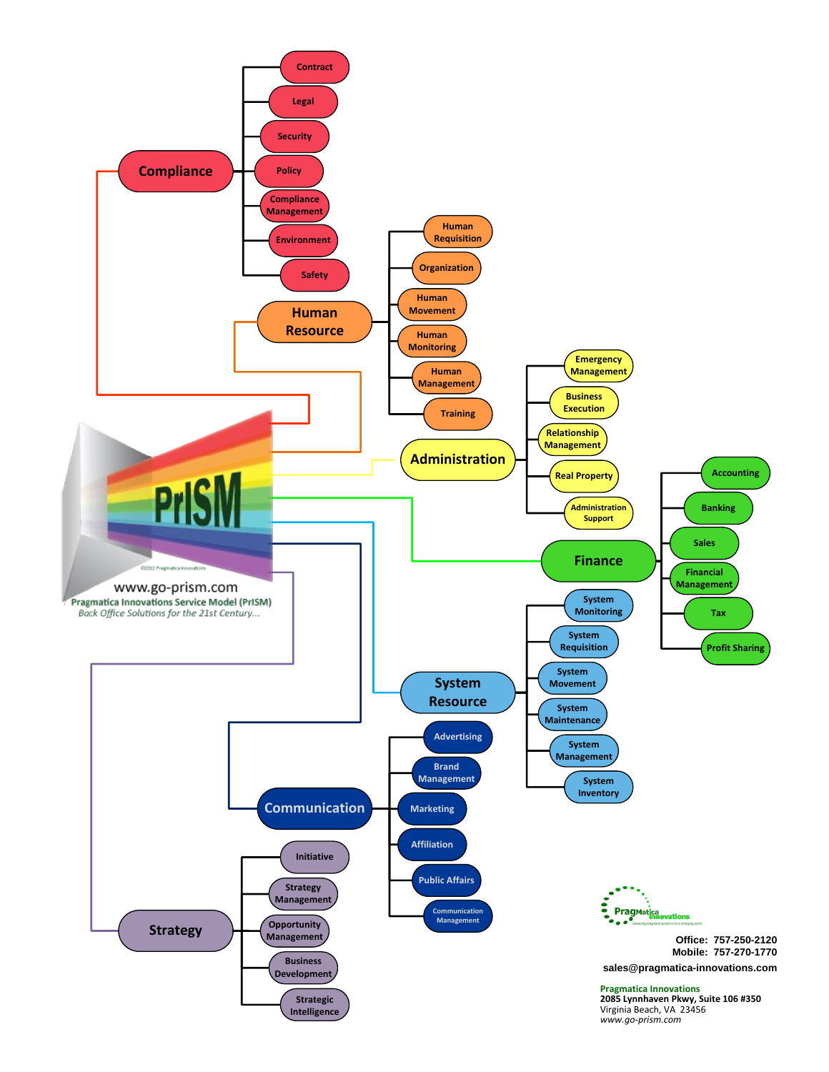## Compliance

- Contract
- Legal
- Security
- Policy
- Compliance Management
- Environment
- Safety

## Human Resource

- Human Requisition
- Organization
- Human Movement
- Human Monitoring
- Human Management
- Training

## Administration

- Emergency Management
- Business Execution
- Relationship Management
- Real Property
- Administration Support

## Finance

- Accounting
- Banking
- Sales
- Financial Management
- Tax
- Profit Sharing

## System Resource

- System Monitoring
- System Requisition
- System Movement
- System Maintenance
- System Management
- System Inventory

## Communication

- Advertising
- Brand Management
- Marketing
- Affiliation
- Public Affairs
- Communication Management

## Strategy

- Initiative
- Strategy Management
- Opportunity Management
- Business Development
- Strategic Intelligence

PrISM

©2012 Pragmatica Innovations

www.go-prism.com

Pragmatica Innovations Service Model (PrISM)

*Back Office Solutions for the 21st Century...*

PragMatica Innovations

*Delivering pragmatic solutions for a changing world...*

Office: 757-250-2120

Mobile: 757-270-1770

sales@pragmatica-innovations.com

Pragmatica Innovations

**2085 Lynnhaven Pkwy, Suite 106 #350**

Virginia Beach, VA 23456

*www.go-prism.com*